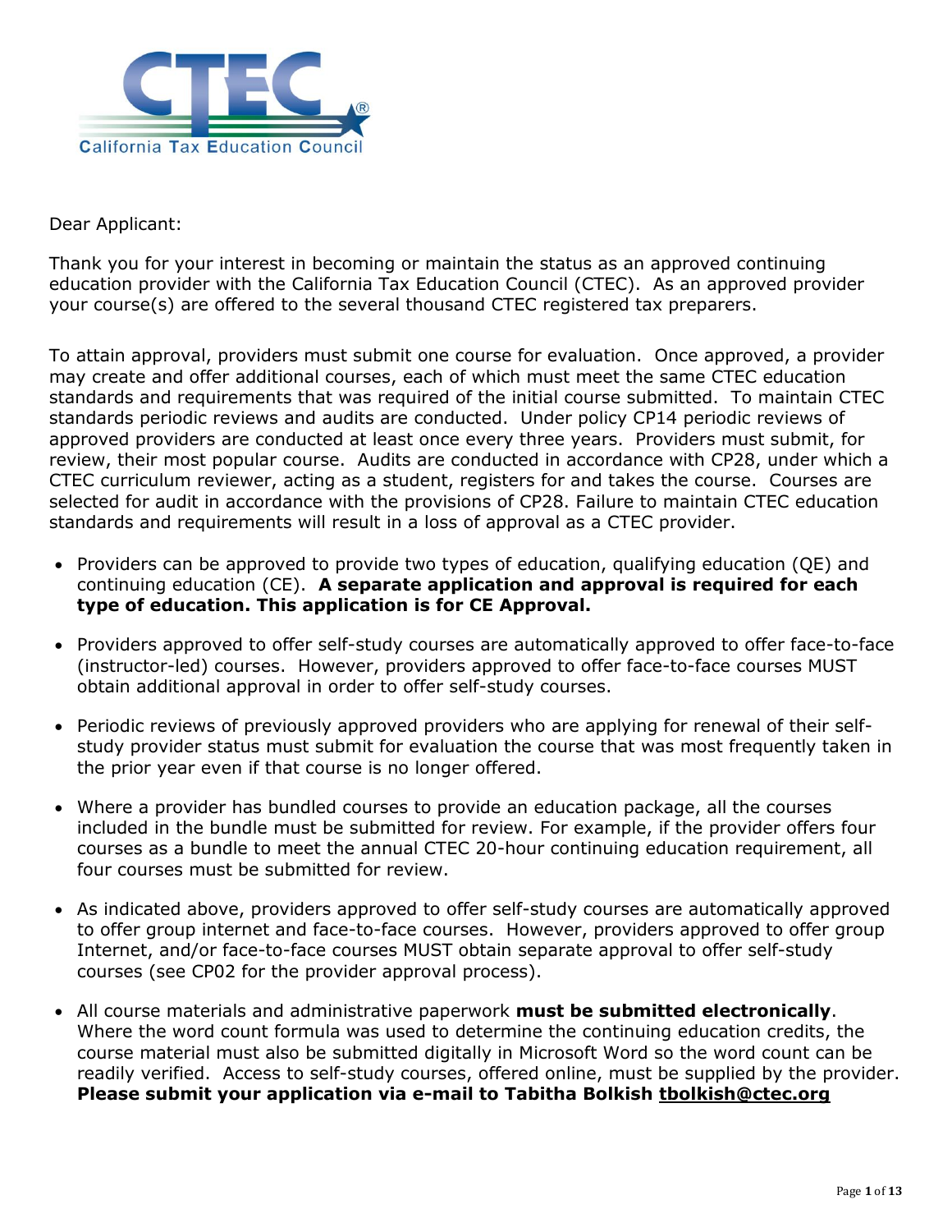CTEC®

California Tax Education Council

Dear Applicant:

Thank you for your interest in becoming or maintain the status as an approved continuing education provider with the California Tax Education Council (CTEC). As an approved provider your course(s) are offered to the several thousand CTEC registered tax preparers.

To attain approval, providers must submit one course for evaluation. Once approved, a provider may create and offer additional courses, each of which must meet the same CTEC education standards and requirements that was required of the initial course submitted. To maintain CTEC standards periodic reviews and audits are conducted. Under policy CP14 periodic reviews of approved providers are conducted at least once every three years. Providers must submit, for review, their most popular course. Audits are conducted in accordance with CP28, under which a CTEC curriculum reviewer, acting as a student, registers for and takes the course. Courses are selected for audit in accordance with the provisions of CP28. Failure to maintain CTEC education standards and requirements will result in a loss of approval as a CTEC provider.

- Providers can be approved to provide two types of education, qualifying education (QE) and continuing education (CE). **A separate application and approval is required for each type of education. This application is for CE Approval.**
- Providers approved to offer self-study courses are automatically approved to offer face-to-face (instructor-led) courses. However, providers approved to offer face-to-face courses MUST obtain additional approval in order to offer self-study courses.
- Periodic reviews of previously approved providers who are applying for renewal of their self-study provider status must submit for evaluation the course that was most frequently taken in the prior year even if that course is no longer offered.
- Where a provider has bundled courses to provide an education package, all the courses included in the bundle must be submitted for review. For example, if the provider offers four courses as a bundle to meet the annual CTEC 20-hour continuing education requirement, all four courses must be submitted for review.
- As indicated above, providers approved to offer self-study courses are automatically approved to offer group internet and face-to-face courses. However, providers approved to offer group Internet, and/or face-to-face courses MUST obtain separate approval to offer self-study courses (see CP02 for the provider approval process).
- All course materials and administrative paperwork **must be submitted electronically**. Where the word count formula was used to determine the continuing education credits, the course material must also be submitted digitally in Microsoft Word so the word count can be readily verified. Access to self-study courses, offered online, must be supplied by the provider. **Please submit your application via e-mail to Tabitha Bolkish <u>tbolkish@ctec.org</u>**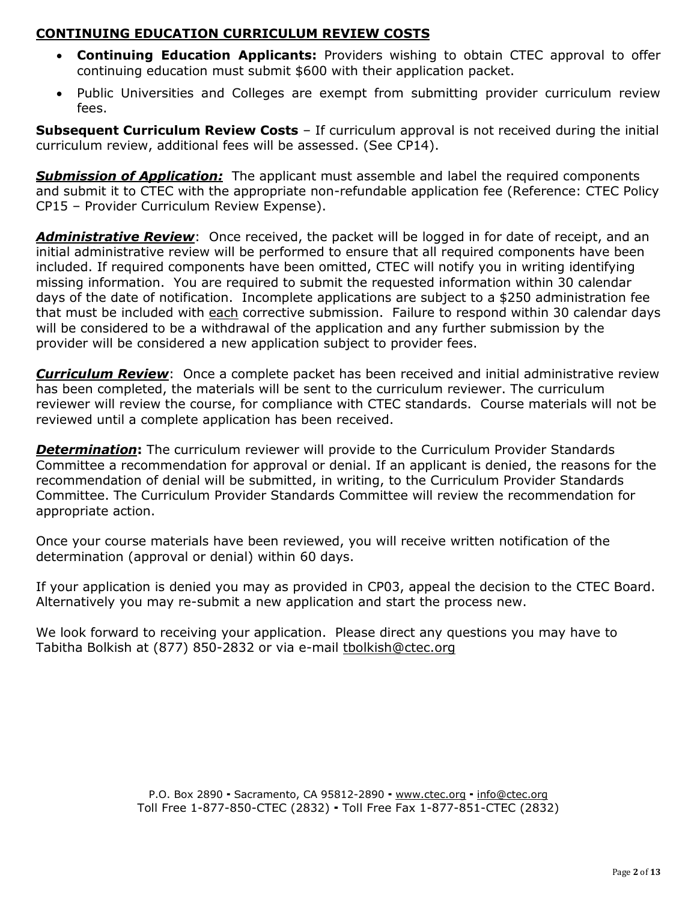## CONTINUING EDUCATION CURRICULUM REVIEW COSTS

- **Continuing Education Applicants:** Providers wishing to obtain CTEC approval to offer continuing education must submit $600 with their application packet.
- Public Universities and Colleges are exempt from submitting provider curriculum review fees.

**Subsequent Curriculum Review Costs** – If curriculum approval is not received during the initial curriculum review, additional fees will be assessed. (See CP14).

***Submission of Application:*** The applicant must assemble and label the required components and submit it to CTEC with the appropriate non-refundable application fee (Reference: CTEC Policy CP15 – Provider Curriculum Review Expense).

***Administrative Review***: Once received, the packet will be logged in for date of receipt, and an initial administrative review will be performed to ensure that all required components have been included. If required components have been omitted, CTEC will notify you in writing identifying missing information. You are required to submit the requested information within 30 calendar days of the date of notification. Incomplete applications are subject to a $250 administration fee that must be included with each corrective submission. Failure to respond within 30 calendar days will be considered to be a withdrawal of the application and any further submission by the provider will be considered a new application subject to provider fees.

***Curriculum Review***: Once a complete packet has been received and initial administrative review has been completed, the materials will be sent to the curriculum reviewer. The curriculum reviewer will review the course, for compliance with CTEC standards. Course materials will not be reviewed until a complete application has been received.

***Determination***: The curriculum reviewer will provide to the Curriculum Provider Standards Committee a recommendation for approval or denial. If an applicant is denied, the reasons for the recommendation of denial will be submitted, in writing, to the Curriculum Provider Standards Committee. The Curriculum Provider Standards Committee will review the recommendation for appropriate action.

Once your course materials have been reviewed, you will receive written notification of the determination (approval or denial) within 60 days.

If your application is denied you may as provided in CP03, appeal the decision to the CTEC Board. Alternatively you may re-submit a new application and start the process new.

We look forward to receiving your application. Please direct any questions you may have to Tabitha Bolkish at (877) 850-2832 or via e-mail tbolkish@ctec.org

P.O. Box 2890 ▪ Sacramento, CA 95812-2890 ▪ www.ctec.org ▪ info@ctec.org
Toll Free 1-877-850-CTEC (2832) ▪ Toll Free Fax 1-877-851-CTEC (2832)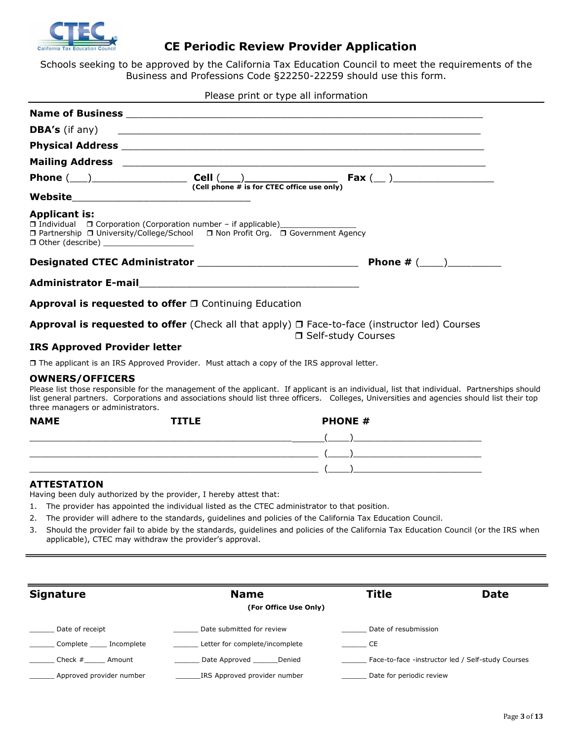# CE Periodic Review Provider Application

Schools seeking to be approved by the California Tax Education Council to meet the requirements of the Business and Professions Code §22250-22259 should use this form.

Please print or type all information

**Name of Business** ____________________________________________________________

**DBA's** (if any) ____________________________________________________________

**Physical Address** ____________________________________________________________

**Mailing Address** ____________________________________________________________

**Phone** (___)________________ **Cell** (___)______________ **Fax** (__ )________________
**(Cell phone # is for CTEC office use only)**

**Website**______________________________

**Applicant is:**

❒ Individual ❒ Corporation (Corporation number – if applicable)________________
❒ Partnership ❒ University/College/School ❒ Non Profit Org. ❒ Government Agency
❒ Other (describe) __________________

**Designated CTEC Administrator** __________________________ **Phone #** (____)_________

**Administrator E-mail**____________________________________

**Approval is requested to offer** ❒ Continuing Education

**Approval is requested to offer** (Check all that apply) ❒ Face-to-face (instructor led) Courses
❒ Self-study Courses

## IRS Approved Provider letter

❒ The applicant is an IRS Approved Provider. Must attach a copy of the IRS approval letter.

## OWNERS/OFFICERS

Please list those responsible for the management of the applicant. If applicant is an individual, list that individual. Partnerships should list general partners. Corporations and associations should list three officers. Colleges, Universities and agencies should list their top three managers or administrators.

| NAME | TITLE | PHONE # |
|---|---|---|
| | | (____)____________________ |
| | | (____)____________________ |
| | | (____)____________________ |

## ATTESTATION

Having been duly authorized by the provider, I hereby attest that:

1. The provider has appointed the individual listed as the CTEC administrator to that position.
2. The provider will adhere to the standards, guidelines and policies of the California Tax Education Council.
3. Should the provider fail to abide by the standards, guidelines and policies of the California Tax Education Council (or the IRS when applicable), CTEC may withdraw the provider's approval.

| **Signature** | **Name** | **Title** | **Date** |
|---|---|---|---|

**(For Office Use Only)**

______ Date of receipt ______ Date submitted for review ______ Date of resubmission

______ Complete ____ Incomplete ______ Letter for complete/incomplete ______ CE

______ Check #_____ Amount ______ Date Approved ______Denied ______ Face-to-face -instructor led / Self-study Courses

______ Approved provider number ______IRS Approved provider number ______ Date for periodic review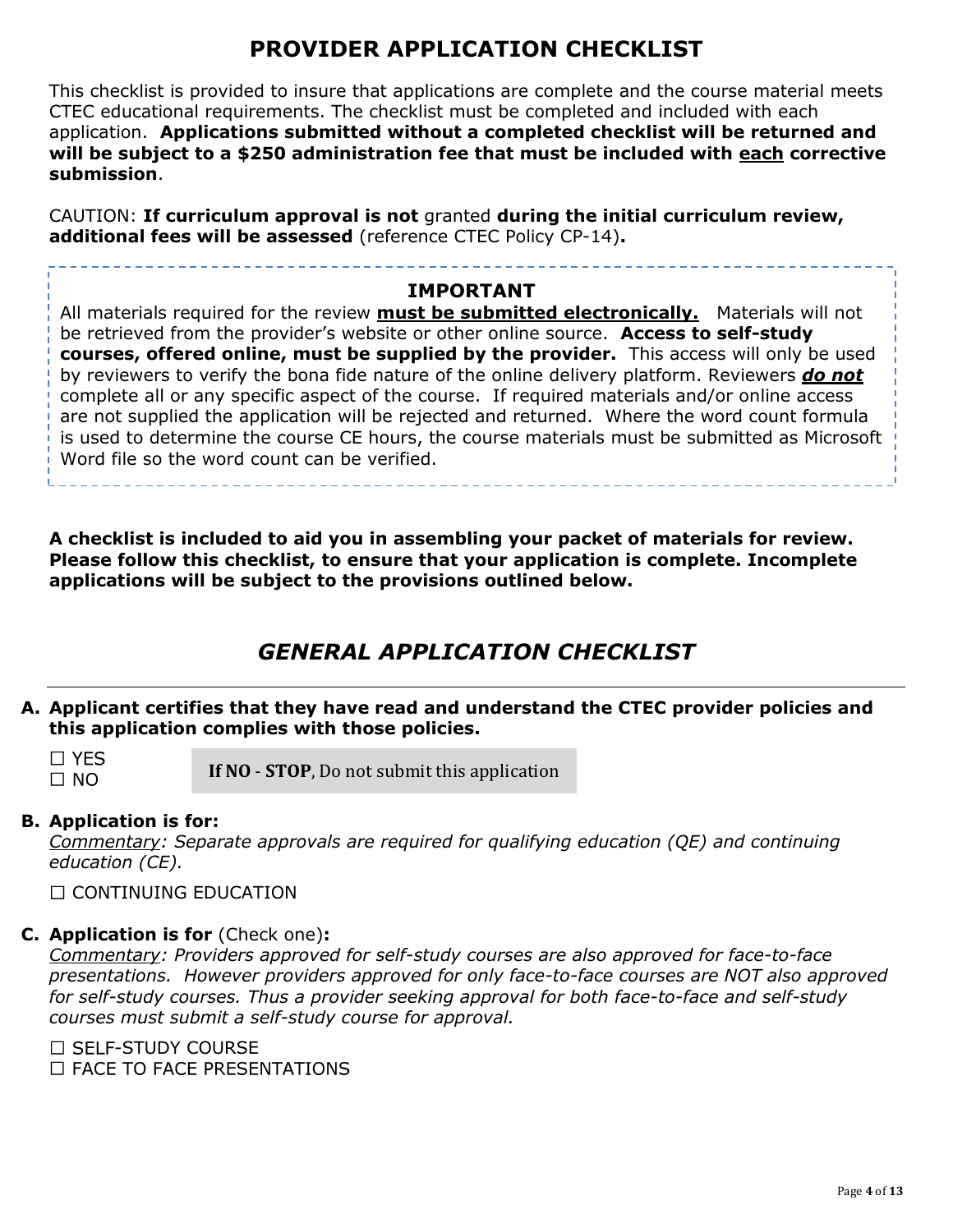# PROVIDER APPLICATION CHECKLIST

This checklist is provided to insure that applications are complete and the course material meets CTEC educational requirements. The checklist must be completed and included with each application. **Applications submitted without a completed checklist will be returned and will be subject to a $250 administration fee that must be included with each corrective submission**.

CAUTION: **If curriculum approval is not** granted **during the initial curriculum review, additional fees will be assessed** (reference CTEC Policy CP-14)**.**

---

**IMPORTANT**

All materials required for the review **must be submitted electronically.** Materials will not be retrieved from the provider's website or other online source. **Access to self-study courses, offered online, must be supplied by the provider.** This access will only be used by reviewers to verify the bona fide nature of the online delivery platform. Reviewers ***do not*** complete all or any specific aspect of the course. If required materials and/or online access are not supplied the application will be rejected and returned. Where the word count formula is used to determine the course CE hours, the course materials must be submitted as Microsoft Word file so the word count can be verified.

---

**A checklist is included to aid you in assembling your packet of materials for review. Please follow this checklist, to ensure that your application is complete. Incomplete applications will be subject to the provisions outlined below.**

## *GENERAL APPLICATION CHECKLIST*

**A. Applicant certifies that they have read and understand the CTEC provider policies and this application complies with those policies.**

☐ YES
☐ NO

**If NO - STOP**, Do not submit this application

**B. Application is for:**

*Commentary: Separate approvals are required for qualifying education (QE) and continuing education (CE).*

☐ CONTINUING EDUCATION

**C. Application is for** (Check one)**:**

*Commentary: Providers approved for self-study courses are also approved for face-to-face presentations. However providers approved for only face-to-face courses are NOT also approved for self-study courses. Thus a provider seeking approval for both face-to-face and self-study courses must submit a self-study course for approval.*

☐ SELF-STUDY COURSE
☐ FACE TO FACE PRESENTATIONS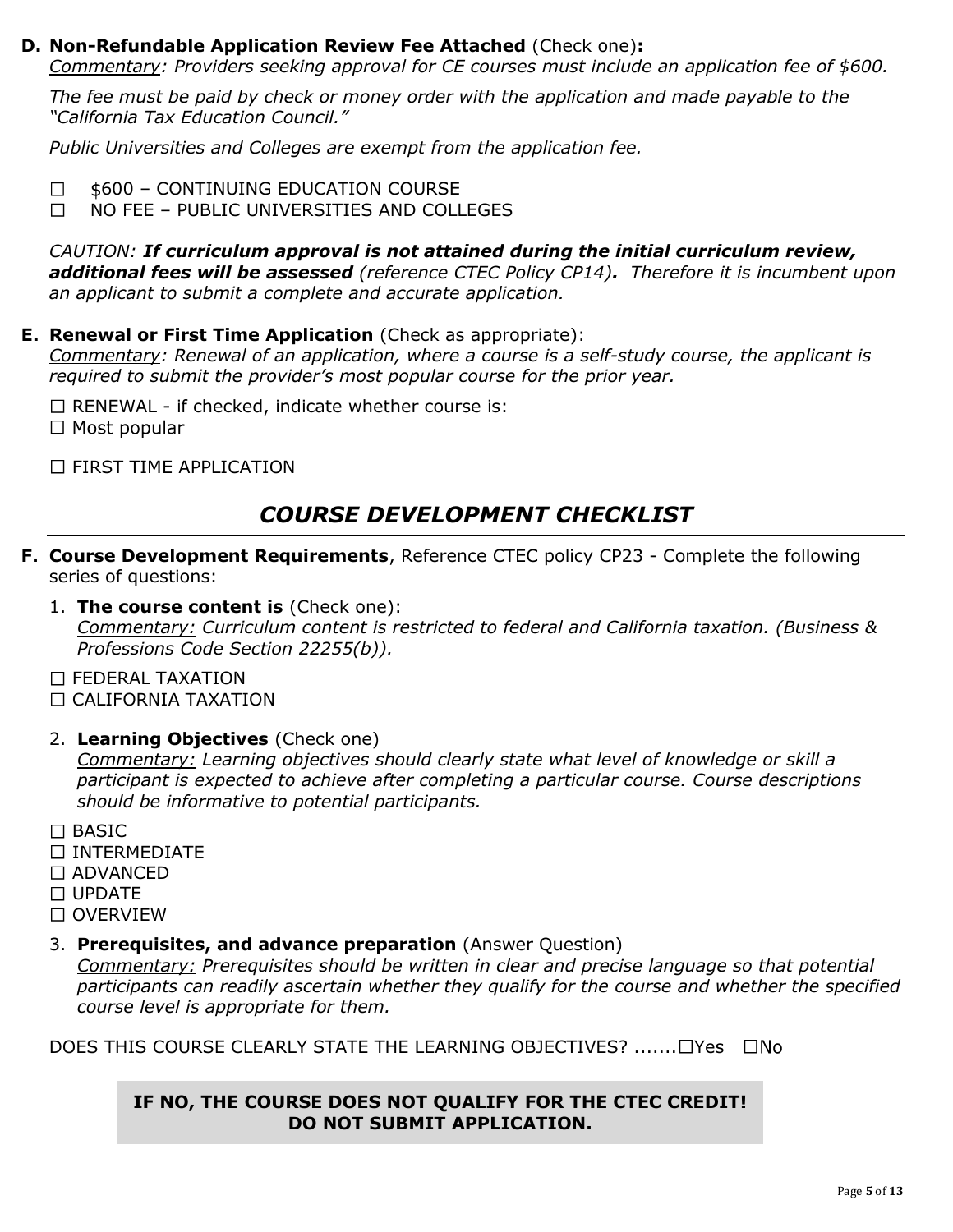**D. Non-Refundable Application Review Fee Attached** (Check one)**:**

*<u>Commentary</u>: Providers seeking approval for CE courses must include an application fee of $600.*

*The fee must be paid by check or money order with the application and made payable to the "California Tax Education Council."*

*Public Universities and Colleges are exempt from the application fee.*

☐ $600 – CONTINUING EDUCATION COURSE
☐ NO FEE – PUBLIC UNIVERSITIES AND COLLEGES

*CAUTION: **If curriculum approval is not attained during the initial curriculum review, additional fees will be assessed** (reference CTEC Policy CP14)**.** Therefore it is incumbent upon an applicant to submit a complete and accurate application.*

**E. Renewal or First Time Application** (Check as appropriate):

*<u>Commentary</u>: Renewal of an application, where a course is a self-study course, the applicant is required to submit the provider's most popular course for the prior year.*

☐ RENEWAL - if checked, indicate whether course is:
☐ Most popular

☐ FIRST TIME APPLICATION

## *COURSE DEVELOPMENT CHECKLIST*

**F. Course Development Requirements**, Reference CTEC policy CP23 - Complete the following series of questions:

1. **The course content is** (Check one):
   *<u>Commentary:</u> Curriculum content is restricted to federal and California taxation. (Business & Professions Code Section 22255(b)).*

☐ FEDERAL TAXATION
☐ CALIFORNIA TAXATION

2. **Learning Objectives** (Check one)
   *<u>Commentary:</u> Learning objectives should clearly state what level of knowledge or skill a participant is expected to achieve after completing a particular course. Course descriptions should be informative to potential participants.*

☐ BASIC
☐ INTERMEDIATE
☐ ADVANCED
☐ UPDATE
☐ OVERVIEW

3. **Prerequisites, and advance preparation** (Answer Question)
   *<u>Commentary:</u> Prerequisites should be written in clear and precise language so that potential participants can readily ascertain whether they qualify for the course and whether the specified course level is appropriate for them.*

DOES THIS COURSE CLEARLY STATE THE LEARNING OBJECTIVES? .......☐Yes ☐No

**IF NO, THE COURSE DOES NOT QUALIFY FOR THE CTEC CREDIT!**
**DO NOT SUBMIT APPLICATION.**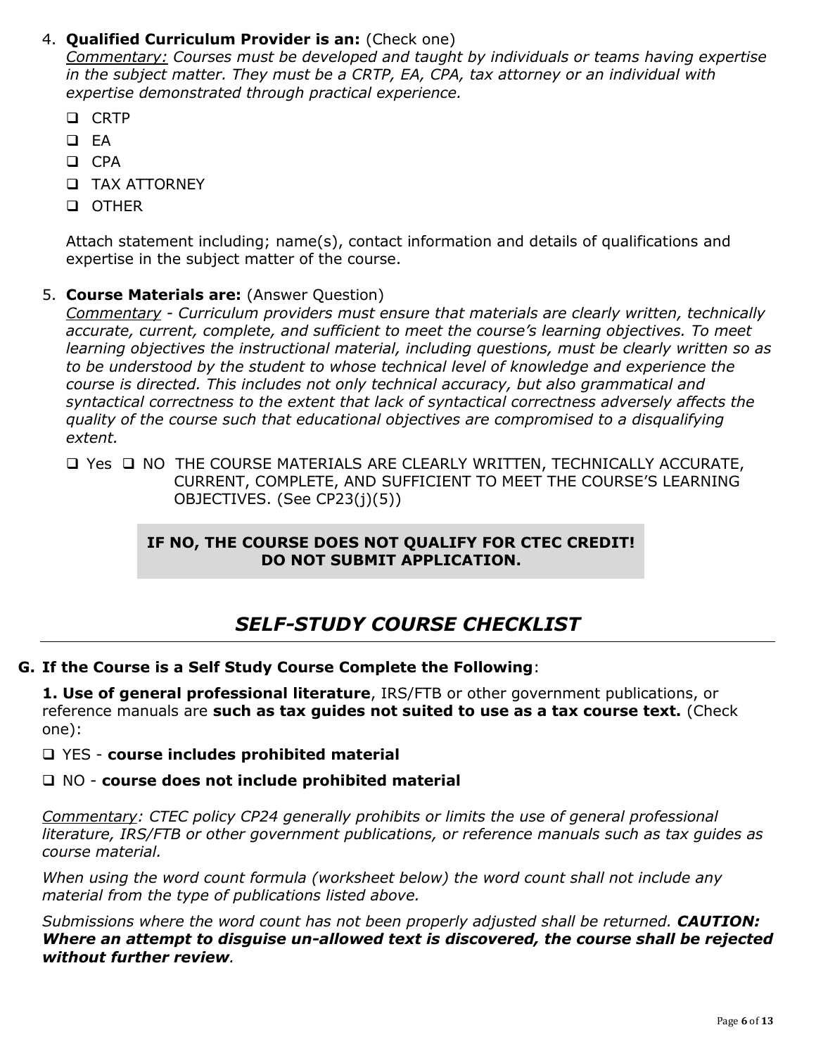4. **Qualified Curriculum Provider is an:** (Check one)
   *<u>Commentary:</u> Courses must be developed and taught by individuals or teams having expertise in the subject matter. They must be a CRTP, EA, CPA, tax attorney or an individual with expertise demonstrated through practical experience.*

   - ❑ CRTP
   - ❑ EA
   - ❑ CPA
   - ❑ TAX ATTORNEY
   - ❑ OTHER

   Attach statement including; name(s), contact information and details of qualifications and expertise in the subject matter of the course.

5. **Course Materials are:** (Answer Question)
   *<u>Commentary</u> - Curriculum providers must ensure that materials are clearly written, technically accurate, current, complete, and sufficient to meet the course's learning objectives. To meet learning objectives the instructional material, including questions, must be clearly written so as to be understood by the student to whose technical level of knowledge and experience the course is directed. This includes not only technical accuracy, but also grammatical and syntactical correctness to the extent that lack of syntactical correctness adversely affects the quality of the course such that educational objectives are compromised to a disqualifying extent.*

   ❑ Yes ❑ NO THE COURSE MATERIALS ARE CLEARLY WRITTEN, TECHNICALLY ACCURATE, CURRENT, COMPLETE, AND SUFFICIENT TO MEET THE COURSE'S LEARNING OBJECTIVES. (See CP23(j)(5))

   **IF NO, THE COURSE DOES NOT QUALIFY FOR CTEC CREDIT! DO NOT SUBMIT APPLICATION.**

## *SELF-STUDY COURSE CHECKLIST*

### G. If the Course is a Self Study Course Complete the Following:

**1. Use of general professional literature**, IRS/FTB or other government publications, or reference manuals are **such as tax guides not suited to use as a tax course text.** (Check one):

❑ YES - **course includes prohibited material**

❑ NO - **course does not include prohibited material**

*<u>Commentary</u>: CTEC policy CP24 generally prohibits or limits the use of general professional literature, IRS/FTB or other government publications, or reference manuals such as tax guides as course material.*

*When using the word count formula (worksheet below) the word count shall not include any material from the type of publications listed above.*

*Submissions where the word count has not been properly adjusted shall be returned.* ***CAUTION: Where an attempt to disguise un-allowed text is discovered, the course shall be rejected without further review***.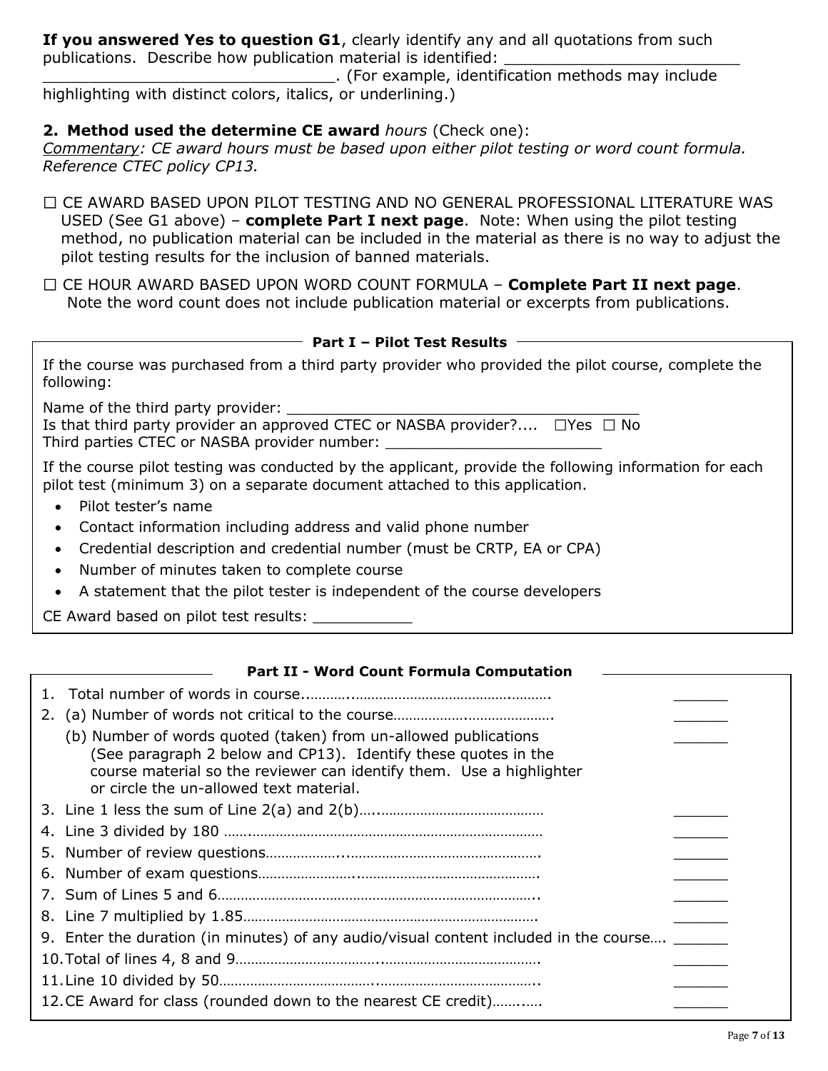**If you answered Yes to question G1**, clearly identify any and all quotations from such publications. Describe how publication material is identified: _________________________ _______________________________. (For example, identification methods may include highlighting with distinct colors, italics, or underlining.)

**2. Method used the determine CE award** *hours* (Check one):

*Commentary: CE award hours must be based upon either pilot testing or word count formula. Reference CTEC policy CP13.*

☐ CE AWARD BASED UPON PILOT TESTING AND NO GENERAL PROFESSIONAL LITERATURE WAS USED (See G1 above) – **complete Part I next page**. Note: When using the pilot testing method, no publication material can be included in the material as there is no way to adjust the pilot testing results for the inclusion of banned materials.

☐ CE HOUR AWARD BASED UPON WORD COUNT FORMULA – **Complete Part II next page**. Note the word count does not include publication material or excerpts from publications.

### Part I – Pilot Test Results

If the course was purchased from a third party provider who provided the pilot course, complete the following:

Name of the third party provider: ________________________________________

Is that third party provider an approved CTEC or NASBA provider?.... ☐Yes ☐ No

Third parties CTEC or NASBA provider number: ________________________

If the course pilot testing was conducted by the applicant, provide the following information for each pilot test (minimum 3) on a separate document attached to this application.

- Pilot tester's name
- Contact information including address and valid phone number
- Credential description and credential number (must be CRTP, EA or CPA)
- Number of minutes taken to complete course
- A statement that the pilot tester is independent of the course developers

CE Award based on pilot test results: ___________

### Part II - Word Count Formula Computation

1. Total number of words in course.......................................................... ______
2. (a) Number of words not critical to the course.......................................... ______
   (b) Number of words quoted (taken) from un-allowed publications (See paragraph 2 below and CP13). Identify these quotes in the course material so the reviewer can identify them. Use a highlighter or circle the un-allowed text material. ______
3. Line 1 less the sum of Line 2(a) and 2(b)................................................ ______
4. Line 3 divided by 180 ...................................................................... ______
5. Number of review questions................................................................ ______
6. Number of exam questions.................................................................. ______
7. Sum of Lines 5 and 6........................................................................ ______
8. Line 7 multiplied by 1.85.................................................................. ______
9. Enter the duration (in minutes) of any audio/visual content included in the course.... ______
10. Total of lines 4, 8 and 9.................................................................. ______
11. Line 10 divided by 50...................................................................... ______
12. CE Award for class (rounded down to the nearest CE credit)............. ______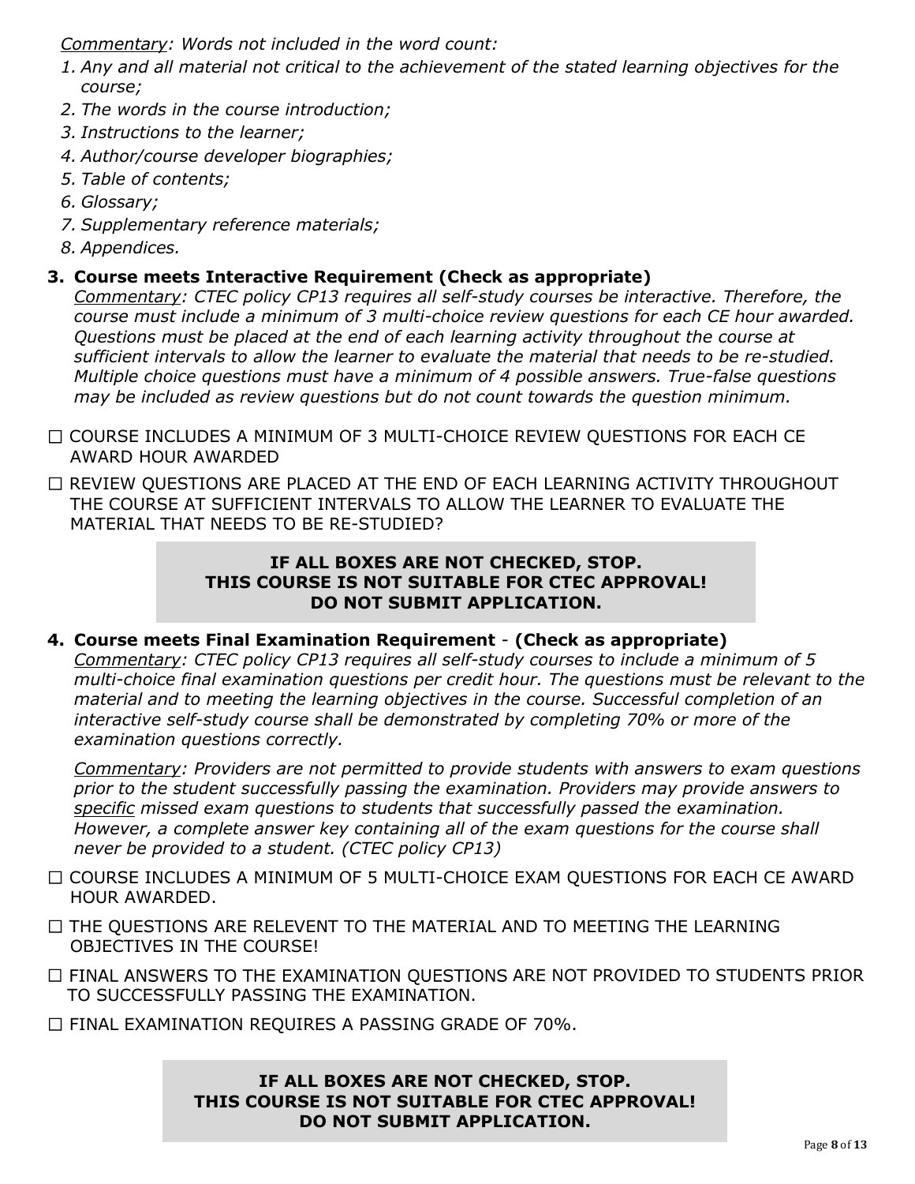*Commentary: Words not included in the word count:*

1. *Any and all material not critical to the achievement of the stated learning objectives for the course;*
2. *The words in the course introduction;*
3. *Instructions to the learner;*
4. *Author/course developer biographies;*
5. *Table of contents;*
6. *Glossary;*
7. *Supplementary reference materials;*
8. *Appendices.*

### 3. Course meets Interactive Requirement (Check as appropriate)

*Commentary: CTEC policy CP13 requires all self-study courses be interactive. Therefore, the course must include a minimum of 3 multi-choice review questions for each CE hour awarded. Questions must be placed at the end of each learning activity throughout the course at sufficient intervals to allow the learner to evaluate the material that needs to be re-studied. Multiple choice questions must have a minimum of 4 possible answers. True-false questions may be included as review questions but do not count towards the question minimum.*

☐ COURSE INCLUDES A MINIMUM OF 3 MULTI-CHOICE REVIEW QUESTIONS FOR EACH CE AWARD HOUR AWARDED

☐ REVIEW QUESTIONS ARE PLACED AT THE END OF EACH LEARNING ACTIVITY THROUGHOUT THE COURSE AT SUFFICIENT INTERVALS TO ALLOW THE LEARNER TO EVALUATE THE MATERIAL THAT NEEDS TO BE RE-STUDIED?

**IF ALL BOXES ARE NOT CHECKED, STOP.**
**THIS COURSE IS NOT SUITABLE FOR CTEC APPROVAL!**
**DO NOT SUBMIT APPLICATION.**

### 4. Course meets Final Examination Requirement - (Check as appropriate)

*Commentary: CTEC policy CP13 requires all self-study courses to include a minimum of 5 multi-choice final examination questions per credit hour. The questions must be relevant to the material and to meeting the learning objectives in the course. Successful completion of an interactive self-study course shall be demonstrated by completing 70% or more of the examination questions correctly.*

*Commentary: Providers are not permitted to provide students with answers to exam questions prior to the student successfully passing the examination. Providers may provide answers to specific missed exam questions to students that successfully passed the examination. However, a complete answer key containing all of the exam questions for the course shall never be provided to a student. (CTEC policy CP13)*

☐ COURSE INCLUDES A MINIMUM OF 5 MULTI-CHOICE EXAM QUESTIONS FOR EACH CE AWARD HOUR AWARDED.

☐ THE QUESTIONS ARE RELEVENT TO THE MATERIAL AND TO MEETING THE LEARNING OBJECTIVES IN THE COURSE!

☐ FINAL ANSWERS TO THE EXAMINATION QUESTIONS ARE NOT PROVIDED TO STUDENTS PRIOR TO SUCCESSFULLY PASSING THE EXAMINATION.

☐ FINAL EXAMINATION REQUIRES A PASSING GRADE OF 70%.

**IF ALL BOXES ARE NOT CHECKED, STOP.**
**THIS COURSE IS NOT SUITABLE FOR CTEC APPROVAL!**
**DO NOT SUBMIT APPLICATION.**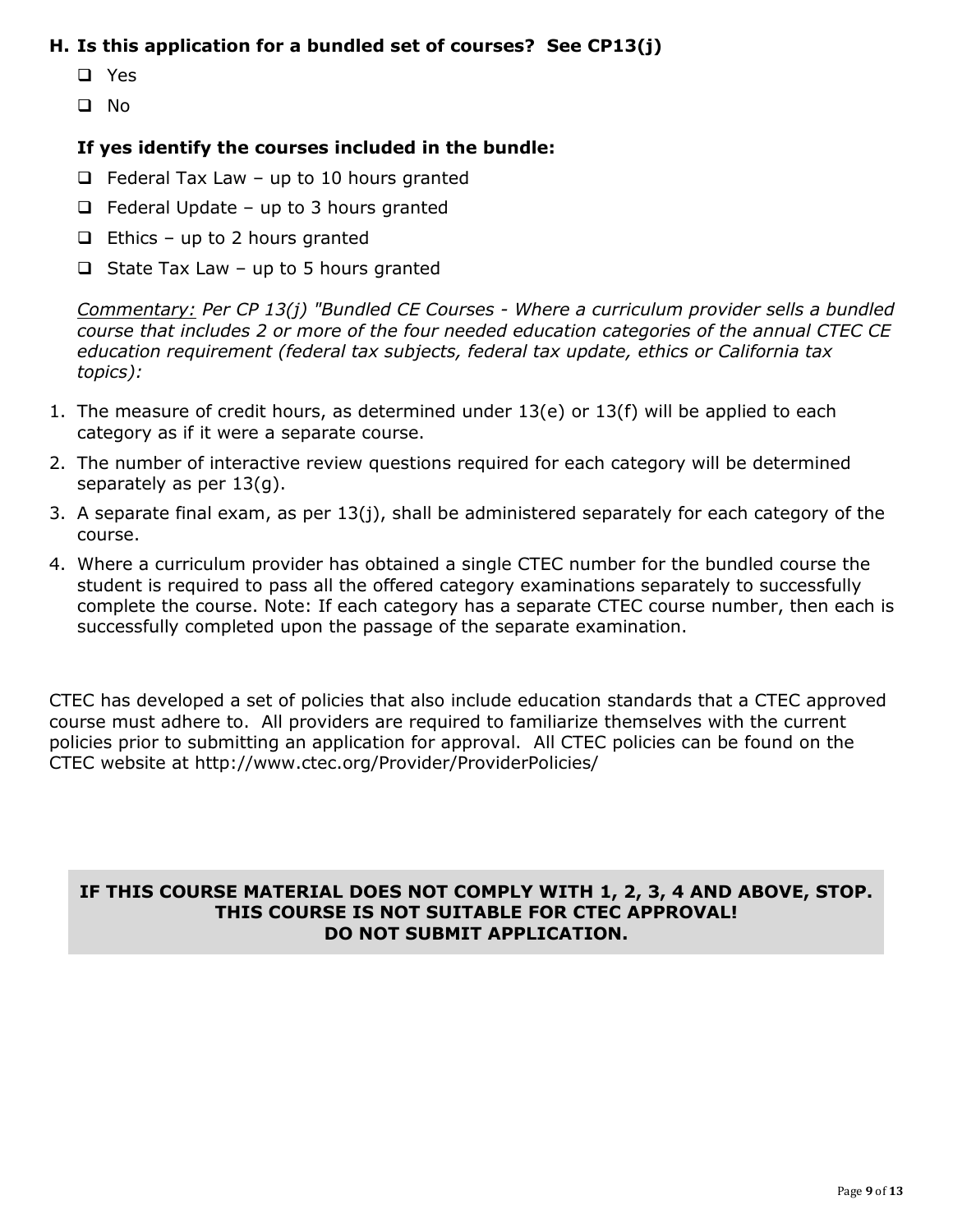### H. Is this application for a bundled set of courses? See CP13(j)

- ❑ Yes
- ❑ No

**If yes identify the courses included in the bundle:**

- ❑ Federal Tax Law – up to 10 hours granted
- ❑ Federal Update – up to 3 hours granted
- ❑ Ethics – up to 2 hours granted
- ❑ State Tax Law – up to 5 hours granted

*Commentary: Per CP 13(j) "Bundled CE Courses - Where a curriculum provider sells a bundled course that includes 2 or more of the four needed education categories of the annual CTEC CE education requirement (federal tax subjects, federal tax update, ethics or California tax topics):*

1. The measure of credit hours, as determined under 13(e) or 13(f) will be applied to each category as if it were a separate course.
2. The number of interactive review questions required for each category will be determined separately as per 13(g).
3. A separate final exam, as per 13(j), shall be administered separately for each category of the course.
4. Where a curriculum provider has obtained a single CTEC number for the bundled course the student is required to pass all the offered category examinations separately to successfully complete the course. Note: If each category has a separate CTEC course number, then each is successfully completed upon the passage of the separate examination.

CTEC has developed a set of policies that also include education standards that a CTEC approved course must adhere to. All providers are required to familiarize themselves with the current policies prior to submitting an application for approval. All CTEC policies can be found on the CTEC website at http://www.ctec.org/Provider/ProviderPolicies/

**IF THIS COURSE MATERIAL DOES NOT COMPLY WITH 1, 2, 3, 4 AND ABOVE, STOP. THIS COURSE IS NOT SUITABLE FOR CTEC APPROVAL! DO NOT SUBMIT APPLICATION.**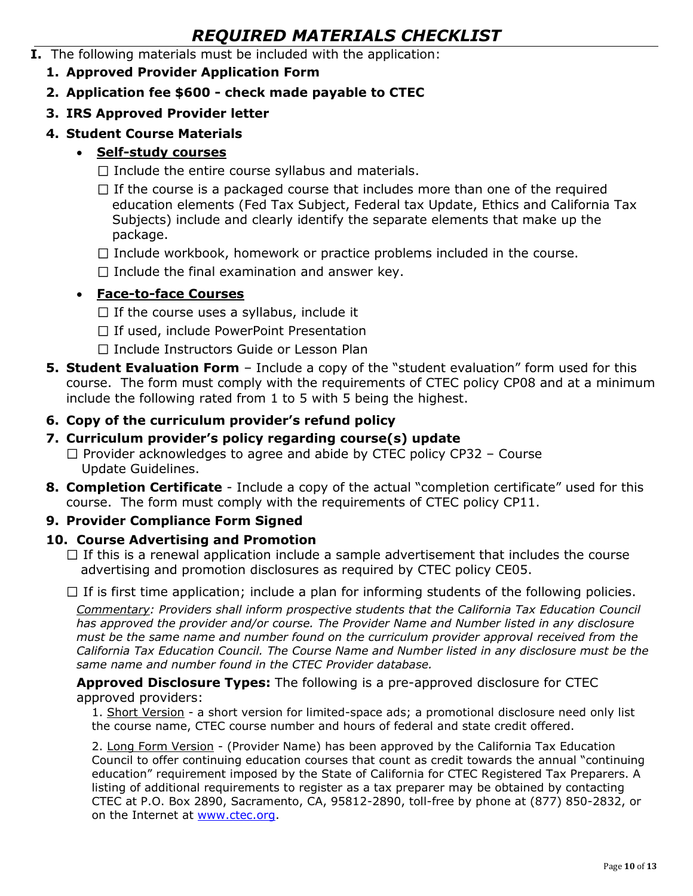# *REQUIRED MATERIALS CHECKLIST*

**I.** The following materials must be included with the application:

1. **Approved Provider Application Form**
2. **Application fee $600 - check made payable to CTEC**
3. **IRS Approved Provider letter**
4. **Student Course Materials**
   - **<u>Self-study courses</u>**
     - ☐ Include the entire course syllabus and materials.
     - ☐ If the course is a packaged course that includes more than one of the required education elements (Fed Tax Subject, Federal tax Update, Ethics and California Tax Subjects) include and clearly identify the separate elements that make up the package.
     - ☐ Include workbook, homework or practice problems included in the course.
     - ☐ Include the final examination and answer key.
   - **<u>Face-to-face Courses</u>**
     - ☐ If the course uses a syllabus, include it
     - ☐ If used, include PowerPoint Presentation
     - ☐ Include Instructors Guide or Lesson Plan
5. **Student Evaluation Form** – Include a copy of the "student evaluation" form used for this course. The form must comply with the requirements of CTEC policy CP08 and at a minimum include the following rated from 1 to 5 with 5 being the highest.
6. **Copy of the curriculum provider's refund policy**
7. **Curriculum provider's policy regarding course(s) update**
   - ☐ Provider acknowledges to agree and abide by CTEC policy CP32 – Course Update Guidelines.
8. **Completion Certificate** - Include a copy of the actual "completion certificate" used for this course. The form must comply with the requirements of CTEC policy CP11.
9. **Provider Compliance Form Signed**
10. **Course Advertising and Promotion**
    - ☐ If this is a renewal application include a sample advertisement that includes the course advertising and promotion disclosures as required by CTEC policy CE05.
    - ☐ If is first time application; include a plan for informing students of the following policies.

      *<u>Commentary</u>: Providers shall inform prospective students that the California Tax Education Council has approved the provider and/or course. The Provider Name and Number listed in any disclosure must be the same name and number found on the curriculum provider approval received from the California Tax Education Council. The Course Name and Number listed in any disclosure must be the same name and number found in the CTEC Provider database.*

      **Approved Disclosure Types:** The following is a pre-approved disclosure for CTEC approved providers:

      1. <u>Short Version</u> - a short version for limited-space ads; a promotional disclosure need only list the course name, CTEC course number and hours of federal and state credit offered.

      2. <u>Long Form Version</u> - (Provider Name) has been approved by the California Tax Education Council to offer continuing education courses that count as credit towards the annual "continuing education" requirement imposed by the State of California for CTEC Registered Tax Preparers. A listing of additional requirements to register as a tax preparer may be obtained by contacting CTEC at P.O. Box 2890, Sacramento, CA, 95812-2890, toll-free by phone at (877) 850-2832, or on the Internet at www.ctec.org.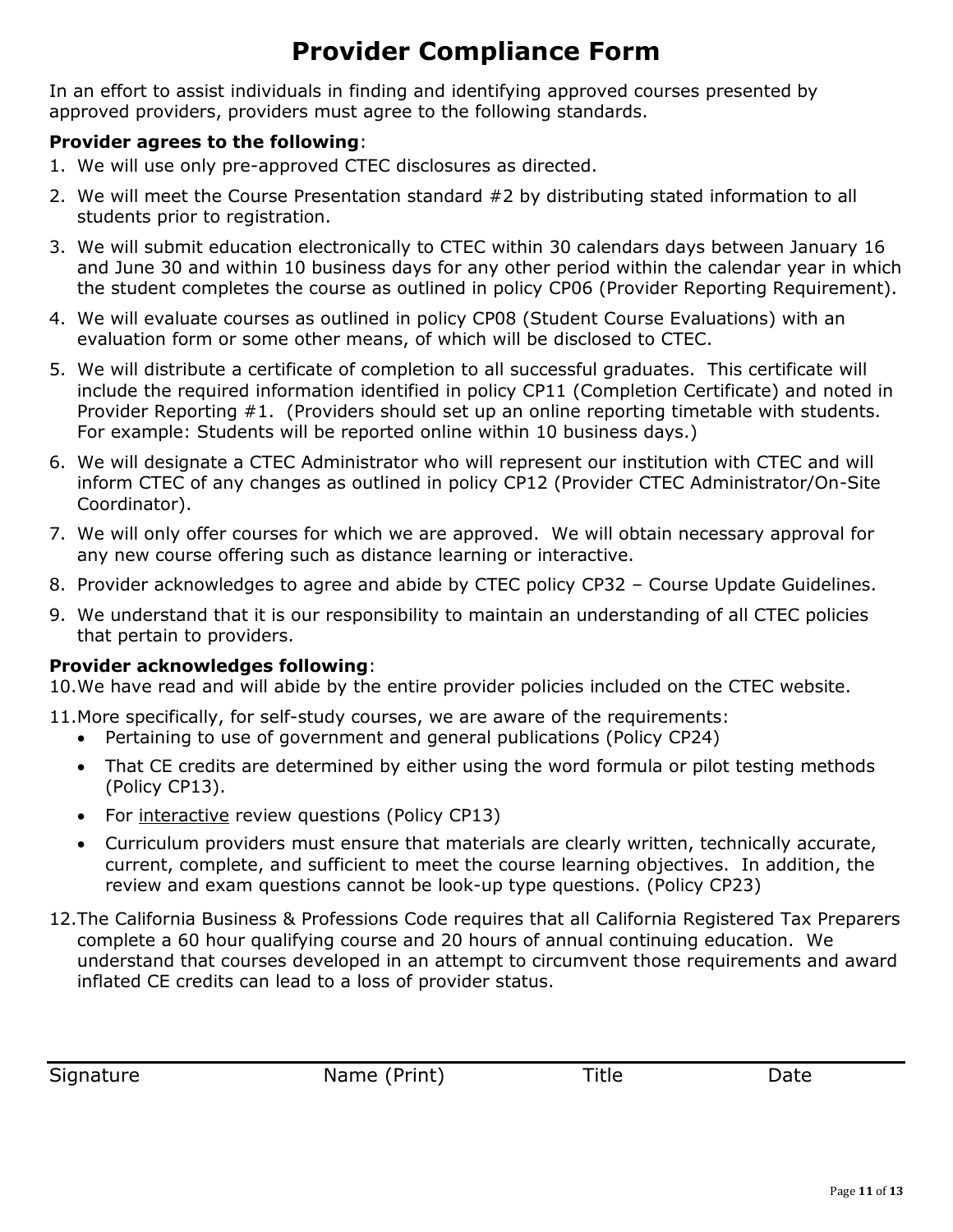# Provider Compliance Form

In an effort to assist individuals in finding and identifying approved courses presented by approved providers, providers must agree to the following standards.

**Provider agrees to the following**:

1. We will use only pre-approved CTEC disclosures as directed.
2. We will meet the Course Presentation standard #2 by distributing stated information to all students prior to registration.
3. We will submit education electronically to CTEC within 30 calendars days between January 16 and June 30 and within 10 business days for any other period within the calendar year in which the student completes the course as outlined in policy CP06 (Provider Reporting Requirement).
4. We will evaluate courses as outlined in policy CP08 (Student Course Evaluations) with an evaluation form or some other means, of which will be disclosed to CTEC.
5. We will distribute a certificate of completion to all successful graduates. This certificate will include the required information identified in policy CP11 (Completion Certificate) and noted in Provider Reporting #1. (Providers should set up an online reporting timetable with students. For example: Students will be reported online within 10 business days.)
6. We will designate a CTEC Administrator who will represent our institution with CTEC and will inform CTEC of any changes as outlined in policy CP12 (Provider CTEC Administrator/On-Site Coordinator).
7. We will only offer courses for which we are approved. We will obtain necessary approval for any new course offering such as distance learning or interactive.
8. Provider acknowledges to agree and abide by CTEC policy CP32 – Course Update Guidelines.
9. We understand that it is our responsibility to maintain an understanding of all CTEC policies that pertain to providers.

**Provider acknowledges following**:

10. We have read and will abide by the entire provider policies included on the CTEC website.
11. More specifically, for self-study courses, we are aware of the requirements:
    - Pertaining to use of government and general publications (Policy CP24)
    - That CE credits are determined by either using the word formula or pilot testing methods (Policy CP13).
    - For <u>interactive</u> review questions (Policy CP13)
    - Curriculum providers must ensure that materials are clearly written, technically accurate, current, complete, and sufficient to meet the course learning objectives. In addition, the review and exam questions cannot be look-up type questions. (Policy CP23)
12. The California Business & Professions Code requires that all California Registered Tax Preparers complete a 60 hour qualifying course and 20 hours of annual continuing education. We understand that courses developed in an attempt to circumvent those requirements and award inflated CE credits can lead to a loss of provider status.

______________________________________________________________

Signature　　　　Name (Print)　　　　Title　　　　Date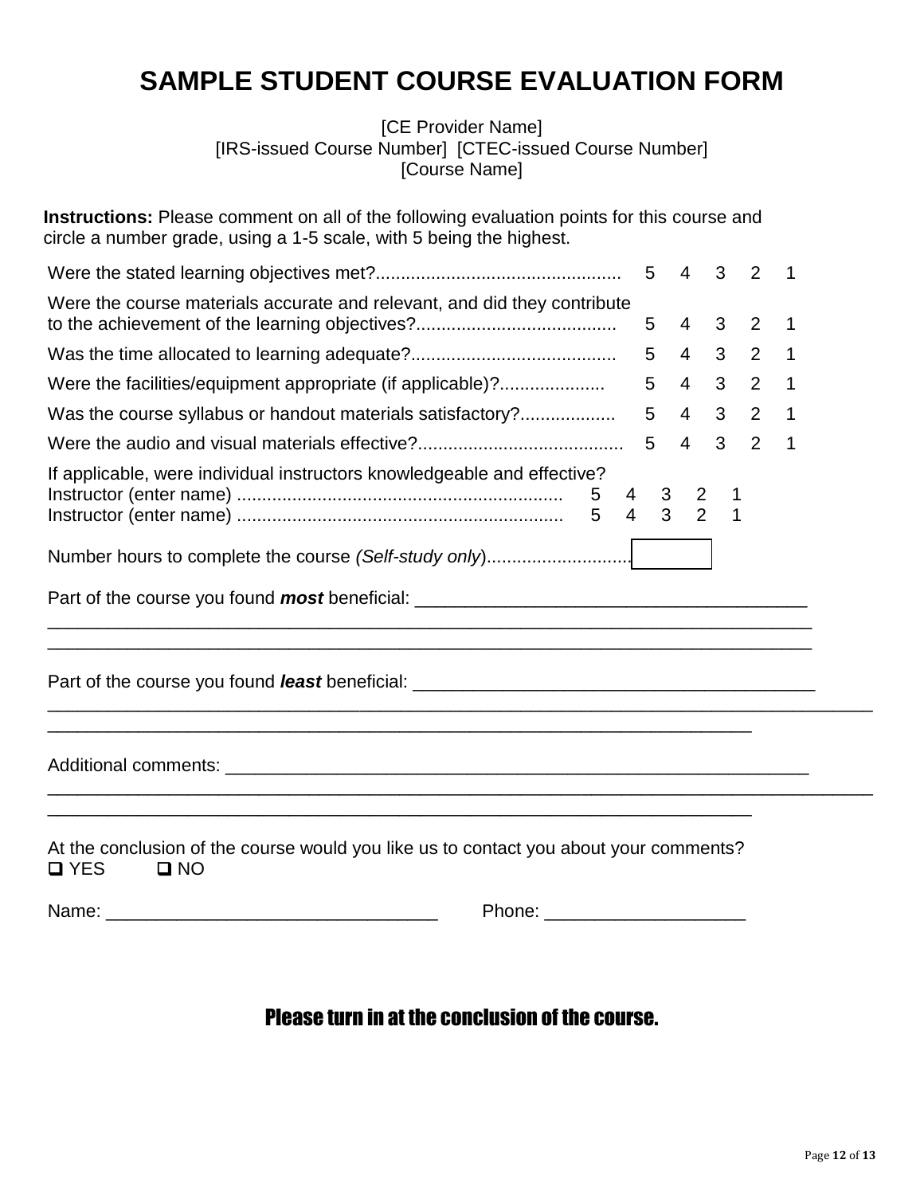# SAMPLE STUDENT COURSE EVALUATION FORM

[CE Provider Name]
[IRS-issued Course Number] [CTEC-issued Course Number]
[Course Name]

**Instructions:** Please comment on all of the following evaluation points for this course and circle a number grade, using a 1-5 scale, with 5 being the highest.

Were the stated learning objectives met?................................................ 5 4 3 2 1

Were the course materials accurate and relevant, and did they contribute to the achievement of the learning objectives?....................................... 5 4 3 2 1

Was the time allocated to learning adequate?......................................... 5 4 3 2 1

Were the facilities/equipment appropriate (if applicable)?..................... 5 4 3 2 1

Was the course syllabus or handout materials satisfactory?.................. 5 4 3 2 1

Were the audio and visual materials effective?........................................ 5 4 3 2 1

If applicable, were individual instructors knowledgeable and effective?
Instructor (enter name) ................................................................ 5 4 3 2 1
Instructor (enter name) ................................................................ 5 4 3 2 1

Number hours to complete the course *(Self-study only)*............................ [ ]

Part of the course you found ***most*** beneficial: _______________________________________
_____________________________________________________________________________
_____________________________________________________________________________

Part of the course you found ***least*** beneficial: _______________________________________
_____________________________________________________________________________
_____________________________________________________________________

Additional comments: ____________________________________________________________
_____________________________________________________________________________
_____________________________________________________________________

At the conclusion of the course would you like us to contact you about your comments?
☐ YES ☐ NO

Name: _________________________________ Phone: ___________________

**Please turn in at the conclusion of the course.**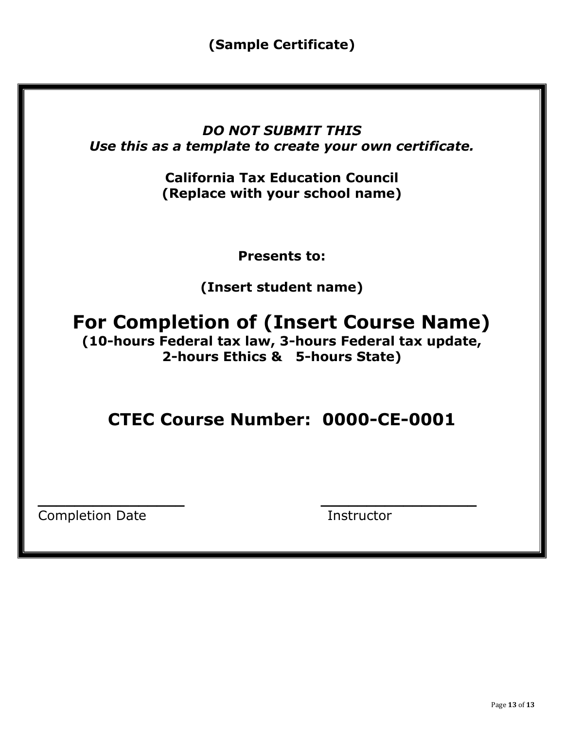**(Sample Certificate)**

***DO NOT SUBMIT THIS***
***Use this as a template to create your own certificate.***

**California Tax Education Council**
**(Replace with your school name)**

**Presents to:**

**(Insert student name)**

# For Completion of (Insert Course Name)

**(10-hours Federal tax law, 3-hours Federal tax update,**
**2-hours Ethics & 5-hours State)**

## CTEC Course Number: 0000-CE-0001

\_\_\_\_\_\_\_\_\_\_\_\_\_\_\_\_ \_\_\_\_\_\_\_\_\_\_\_\_\_\_\_\_\_

Completion Date Instructor